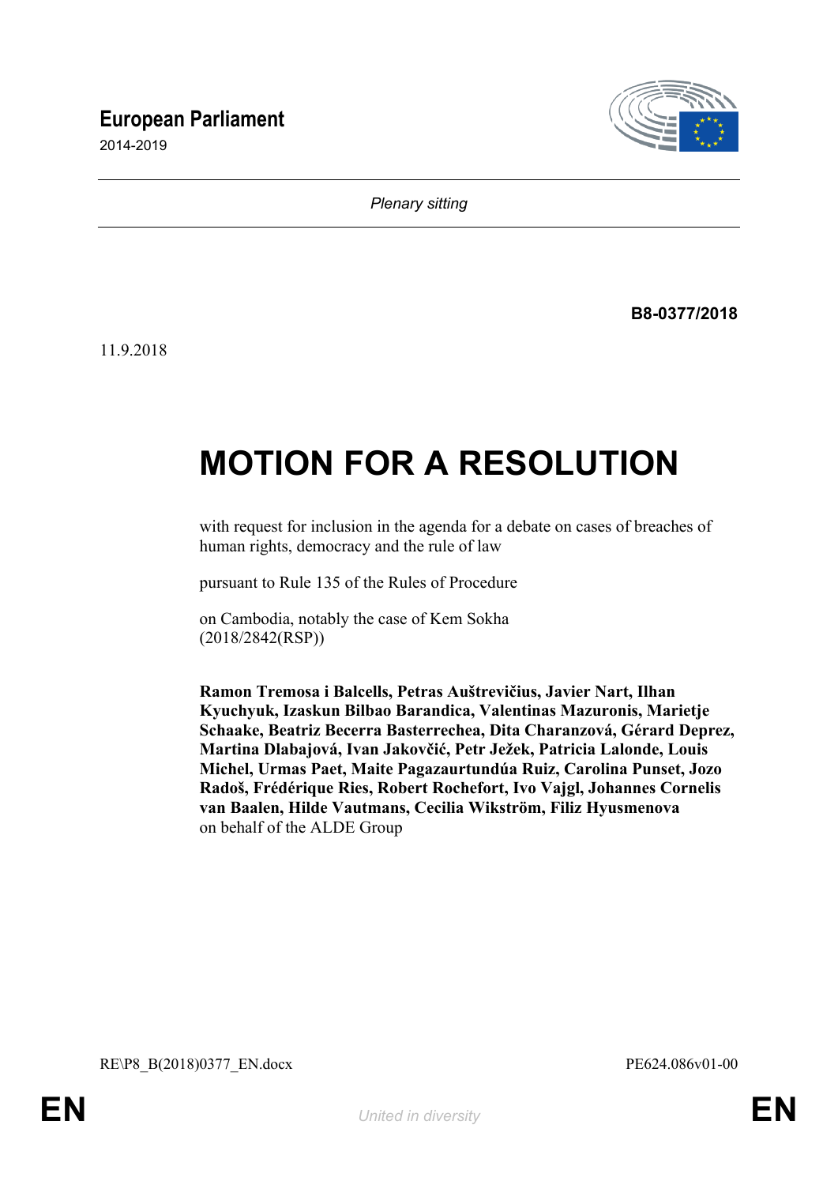**European Parliament**

2014-2019

*Plenary sitting*

**B8-0377/2018**

11.9.2018

# MOTION FOR A RESOLUTION

with request for inclusion in the agenda for a debate on cases of breaches of human rights, democracy and the rule of law

pursuant to Rule 135 of the Rules of Procedure

on Cambodia, notably the case of Kem Sokha (2018/2842(RSP))

**Ramon Tremosa i Balcells, Petras Auštrevičius, Javier Nart, Ilhan Kyuchyuk, Izaskun Bilbao Barandica, Valentinas Mazuronis, Marietje Schaake, Beatriz Becerra Basterrechea, Dita Charanzová, Gérard Deprez, Martina Dlabajová, Ivan Jakovčić, Petr Ježek, Patricia Lalonde, Louis Michel, Urmas Paet, Maite Pagazaurtundúa Ruiz, Carolina Punset, Jozo Radoš, Frédérique Ries, Robert Rochefort, Ivo Vajgl, Johannes Cornelis van Baalen, Hilde Vautmans, Cecilia Wikström, Filiz Hyusmenova**
on behalf of the ALDE Group

RE\P8_B(2018)0377_EN.docx PE624.086v01-00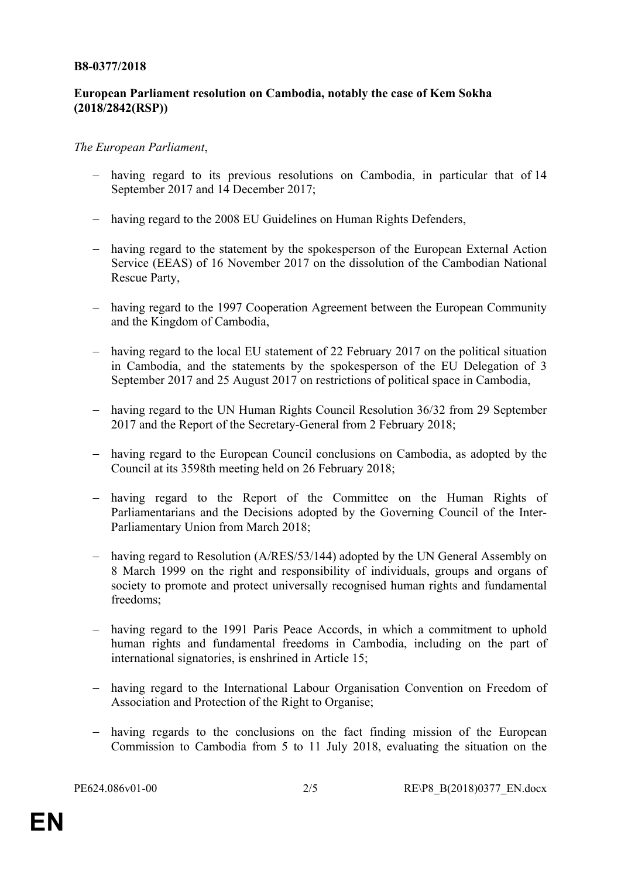**B8-0377/2018**

**European Parliament resolution on Cambodia, notably the case of Kem Sokha (2018/2842(RSP))**

*The European Parliament*,

- having regard to its previous resolutions on Cambodia, in particular that of 14 September 2017 and 14 December 2017;
- having regard to the 2008 EU Guidelines on Human Rights Defenders,
- having regard to the statement by the spokesperson of the European External Action Service (EEAS) of 16 November 2017 on the dissolution of the Cambodian National Rescue Party,
- having regard to the 1997 Cooperation Agreement between the European Community and the Kingdom of Cambodia,
- having regard to the local EU statement of 22 February 2017 on the political situation in Cambodia, and the statements by the spokesperson of the EU Delegation of 3 September 2017 and 25 August 2017 on restrictions of political space in Cambodia,
- having regard to the UN Human Rights Council Resolution 36/32 from 29 September 2017 and the Report of the Secretary-General from 2 February 2018;
- having regard to the European Council conclusions on Cambodia, as adopted by the Council at its 3598th meeting held on 26 February 2018;
- having regard to the Report of the Committee on the Human Rights of Parliamentarians and the Decisions adopted by the Governing Council of the Inter-Parliamentary Union from March 2018;
- having regard to Resolution (A/RES/53/144) adopted by the UN General Assembly on 8 March 1999 on the right and responsibility of individuals, groups and organs of society to promote and protect universally recognised human rights and fundamental freedoms;
- having regard to the 1991 Paris Peace Accords, in which a commitment to uphold human rights and fundamental freedoms in Cambodia, including on the part of international signatories, is enshrined in Article 15;
- having regard to the International Labour Organisation Convention on Freedom of Association and Protection of the Right to Organise;
- having regards to the conclusions on the fact finding mission of the European Commission to Cambodia from 5 to 11 July 2018, evaluating the situation on the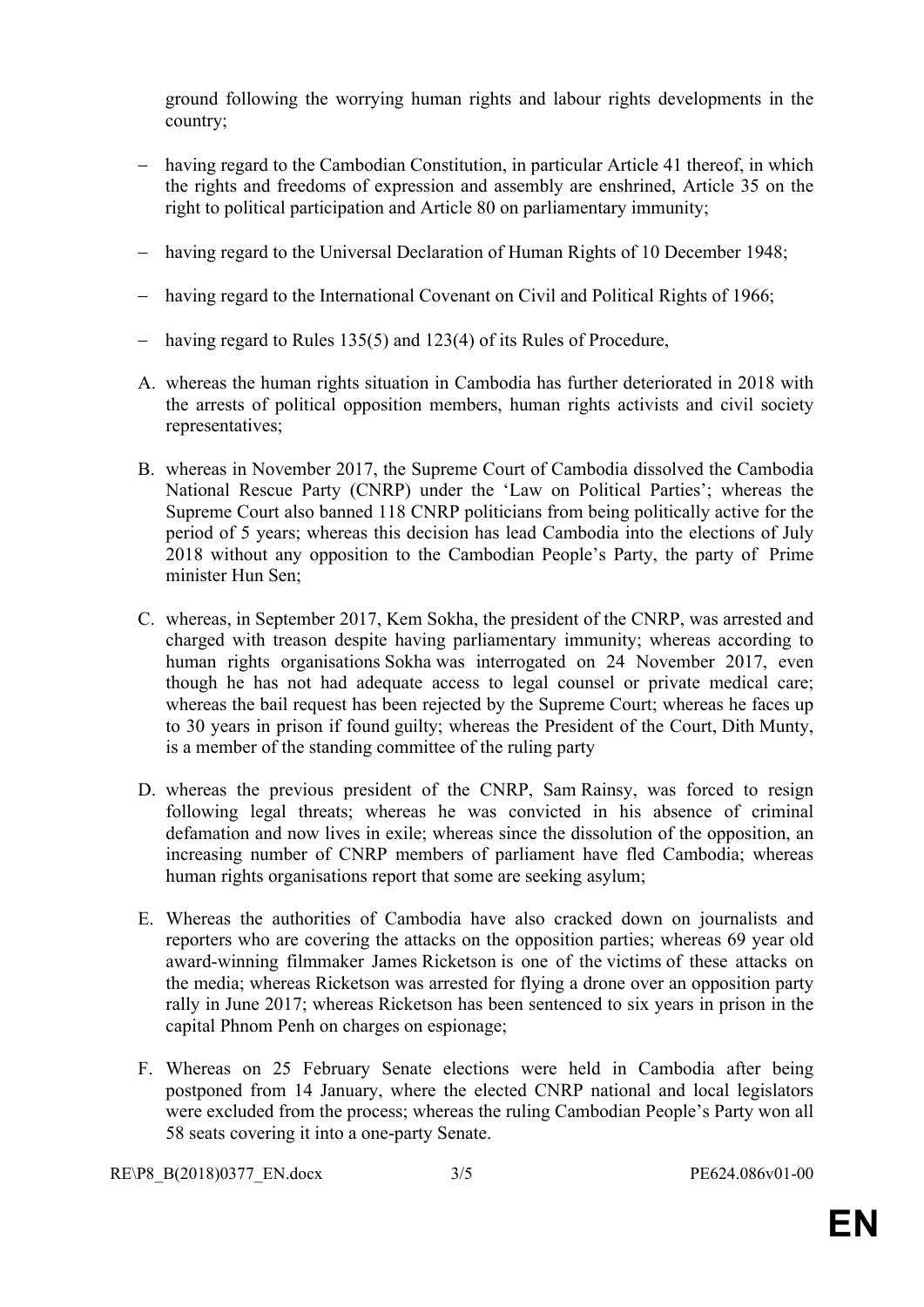ground following the worrying human rights and labour rights developments in the country;

- having regard to the Cambodian Constitution, in particular Article 41 thereof, in which the rights and freedoms of expression and assembly are enshrined, Article 35 on the right to political participation and Article 80 on parliamentary immunity;

- having regard to the Universal Declaration of Human Rights of 10 December 1948;

- having regard to the International Covenant on Civil and Political Rights of 1966;

- having regard to Rules 135(5) and 123(4) of its Rules of Procedure,

A. whereas the human rights situation in Cambodia has further deteriorated in 2018 with the arrests of political opposition members, human rights activists and civil society representatives;

B. whereas in November 2017, the Supreme Court of Cambodia dissolved the Cambodia National Rescue Party (CNRP) under the 'Law on Political Parties'; whereas the Supreme Court also banned 118 CNRP politicians from being politically active for the period of 5 years; whereas this decision has lead Cambodia into the elections of July 2018 without any opposition to the Cambodian People's Party, the party of Prime minister Hun Sen;

C. whereas, in September 2017, Kem Sokha, the president of the CNRP, was arrested and charged with treason despite having parliamentary immunity; whereas according to human rights organisations Sokha was interrogated on 24 November 2017, even though he has not had adequate access to legal counsel or private medical care; whereas the bail request has been rejected by the Supreme Court; whereas he faces up to 30 years in prison if found guilty; whereas the President of the Court, Dith Munty, is a member of the standing committee of the ruling party

D. whereas the previous president of the CNRP, Sam Rainsy, was forced to resign following legal threats; whereas he was convicted in his absence of criminal defamation and now lives in exile; whereas since the dissolution of the opposition, an increasing number of CNRP members of parliament have fled Cambodia; whereas human rights organisations report that some are seeking asylum;

E. Whereas the authorities of Cambodia have also cracked down on journalists and reporters who are covering the attacks on the opposition parties; whereas 69 year old award-winning filmmaker James Ricketson is one of the victims of these attacks on the media; whereas Ricketson was arrested for flying a drone over an opposition party rally in June 2017; whereas Ricketson has been sentenced to six years in prison in the capital Phnom Penh on charges on espionage;

F. Whereas on 25 February Senate elections were held in Cambodia after being postponed from 14 January, where the elected CNRP national and local legislators were excluded from the process; whereas the ruling Cambodian People's Party won all 58 seats covering it into a one-party Senate.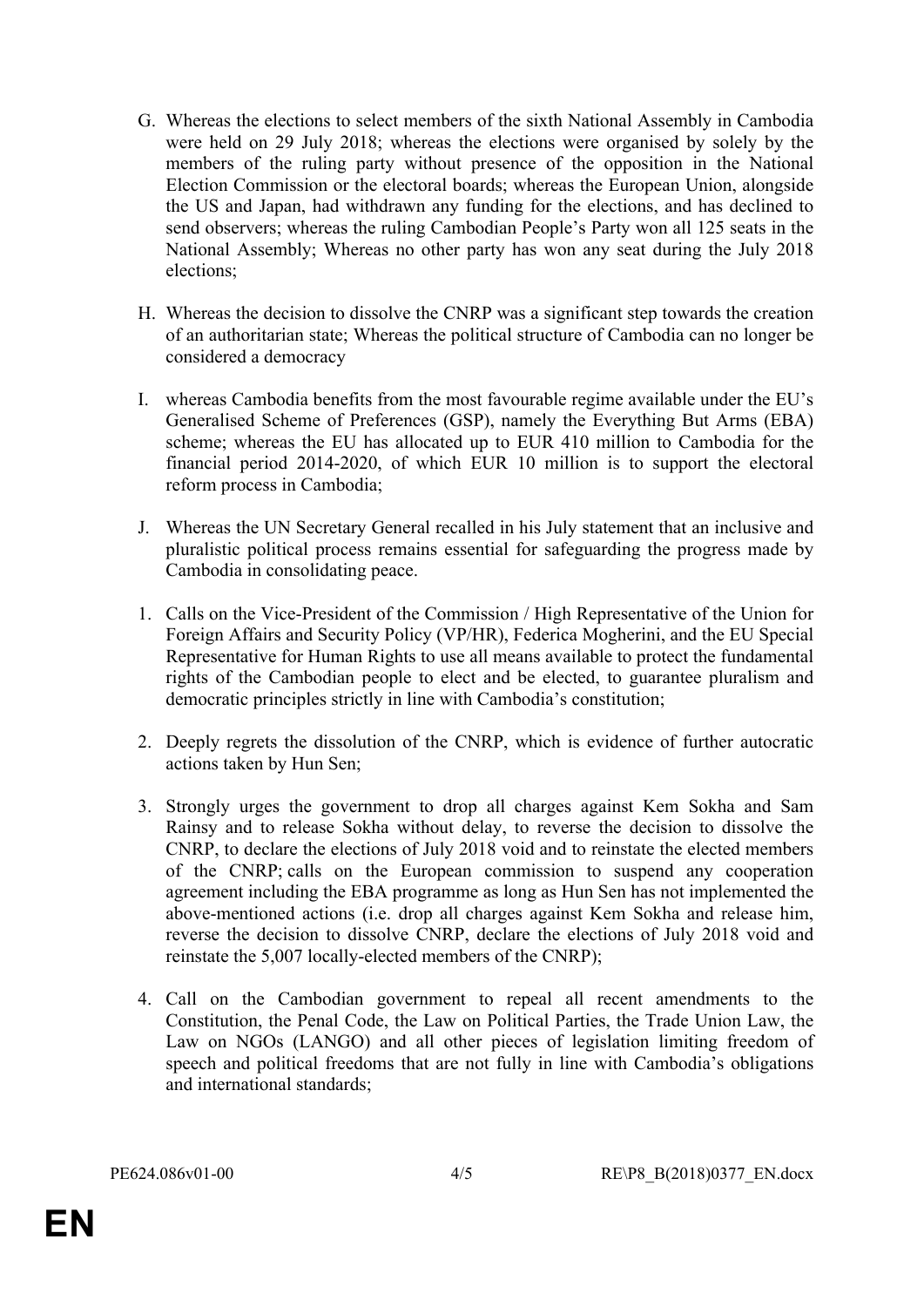G. Whereas the elections to select members of the sixth National Assembly in Cambodia were held on 29 July 2018; whereas the elections were organised by solely by the members of the ruling party without presence of the opposition in the National Election Commission or the electoral boards; whereas the European Union, alongside the US and Japan, had withdrawn any funding for the elections, and has declined to send observers; whereas the ruling Cambodian People's Party won all 125 seats in the National Assembly; Whereas no other party has won any seat during the July 2018 elections;

H. Whereas the decision to dissolve the CNRP was a significant step towards the creation of an authoritarian state; Whereas the political structure of Cambodia can no longer be considered a democracy

I. whereas Cambodia benefits from the most favourable regime available under the EU's Generalised Scheme of Preferences (GSP), namely the Everything But Arms (EBA) scheme; whereas the EU has allocated up to EUR 410 million to Cambodia for the financial period 2014-2020, of which EUR 10 million is to support the electoral reform process in Cambodia;

J. Whereas the UN Secretary General recalled in his July statement that an inclusive and pluralistic political process remains essential for safeguarding the progress made by Cambodia in consolidating peace.

1. Calls on the Vice-President of the Commission / High Representative of the Union for Foreign Affairs and Security Policy (VP/HR), Federica Mogherini, and the EU Special Representative for Human Rights to use all means available to protect the fundamental rights of the Cambodian people to elect and be elected, to guarantee pluralism and democratic principles strictly in line with Cambodia's constitution;

2. Deeply regrets the dissolution of the CNRP, which is evidence of further autocratic actions taken by Hun Sen;

3. Strongly urges the government to drop all charges against Kem Sokha and Sam Rainsy and to release Sokha without delay, to reverse the decision to dissolve the CNRP, to declare the elections of July 2018 void and to reinstate the elected members of the CNRP; calls on the European commission to suspend any cooperation agreement including the EBA programme as long as Hun Sen has not implemented the above-mentioned actions (i.e. drop all charges against Kem Sokha and release him, reverse the decision to dissolve CNRP, declare the elections of July 2018 void and reinstate the 5,007 locally-elected members of the CNRP);

4. Call on the Cambodian government to repeal all recent amendments to the Constitution, the Penal Code, the Law on Political Parties, the Trade Union Law, the Law on NGOs (LANGO) and all other pieces of legislation limiting freedom of speech and political freedoms that are not fully in line with Cambodia's obligations and international standards;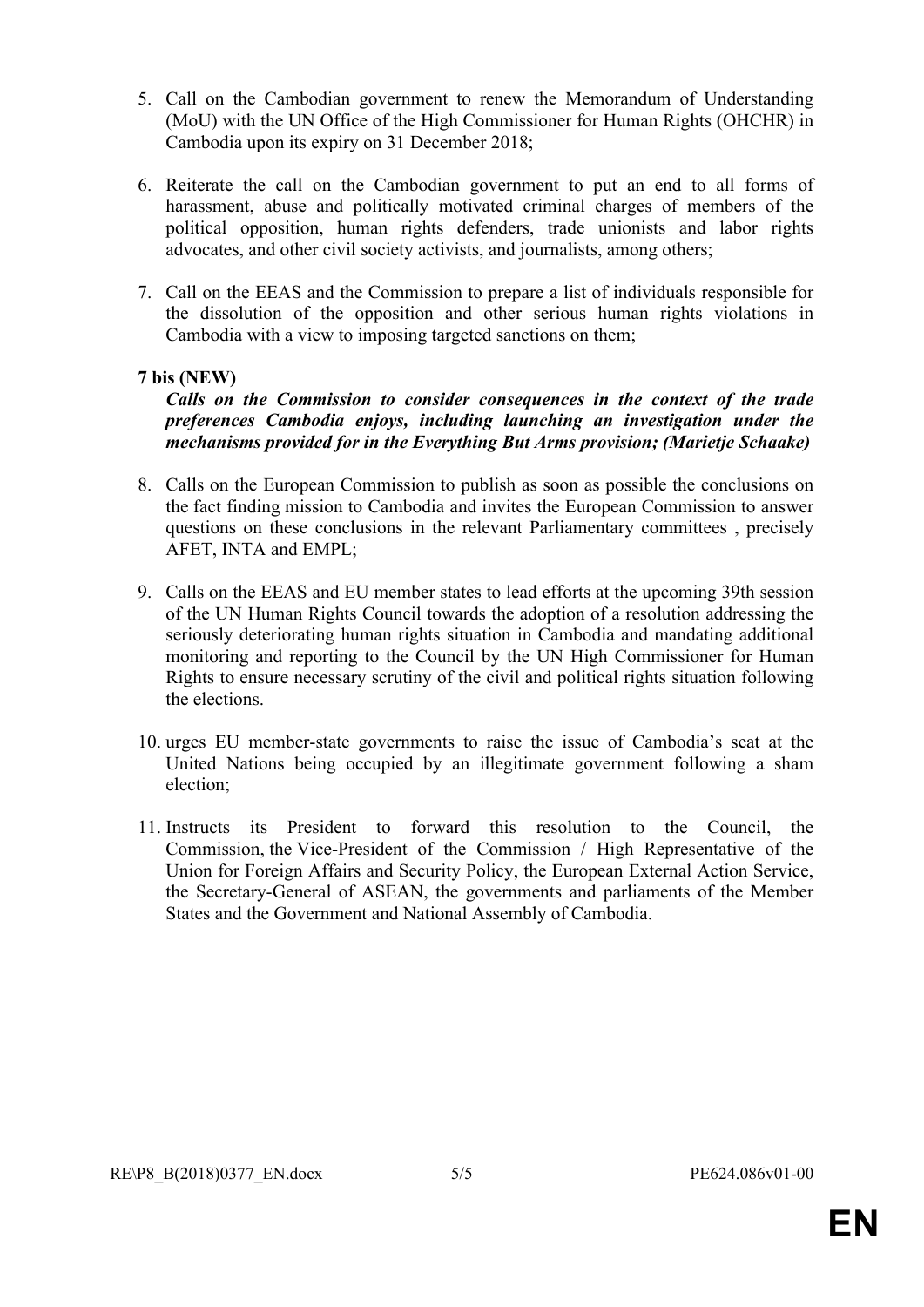5. Call on the Cambodian government to renew the Memorandum of Understanding (MoU) with the UN Office of the High Commissioner for Human Rights (OHCHR) in Cambodia upon its expiry on 31 December 2018;

6. Reiterate the call on the Cambodian government to put an end to all forms of harassment, abuse and politically motivated criminal charges of members of the political opposition, human rights defenders, trade unionists and labor rights advocates, and other civil society activists, and journalists, among others;

7. Call on the EEAS and the Commission to prepare a list of individuals responsible for the dissolution of the opposition and other serious human rights violations in Cambodia with a view to imposing targeted sanctions on them;

**7 bis (NEW)**

***Calls on the Commission to consider consequences in the context of the trade preferences Cambodia enjoys, including launching an investigation under the mechanisms provided for in the Everything But Arms provision; (Marietje Schaake)***

8. Calls on the European Commission to publish as soon as possible the conclusions on the fact finding mission to Cambodia and invites the European Commission to answer questions on these conclusions in the relevant Parliamentary committees , precisely AFET, INTA and EMPL;

9. Calls on the EEAS and EU member states to lead efforts at the upcoming 39th session of the UN Human Rights Council towards the adoption of a resolution addressing the seriously deteriorating human rights situation in Cambodia and mandating additional monitoring and reporting to the Council by the UN High Commissioner for Human Rights to ensure necessary scrutiny of the civil and political rights situation following the elections.

10. urges EU member-state governments to raise the issue of Cambodia's seat at the United Nations being occupied by an illegitimate government following a sham election;

11. Instructs its President to forward this resolution to the Council, the Commission, the Vice-President of the Commission / High Representative of the Union for Foreign Affairs and Security Policy, the European External Action Service, the Secretary-General of ASEAN, the governments and parliaments of the Member States and the Government and National Assembly of Cambodia.